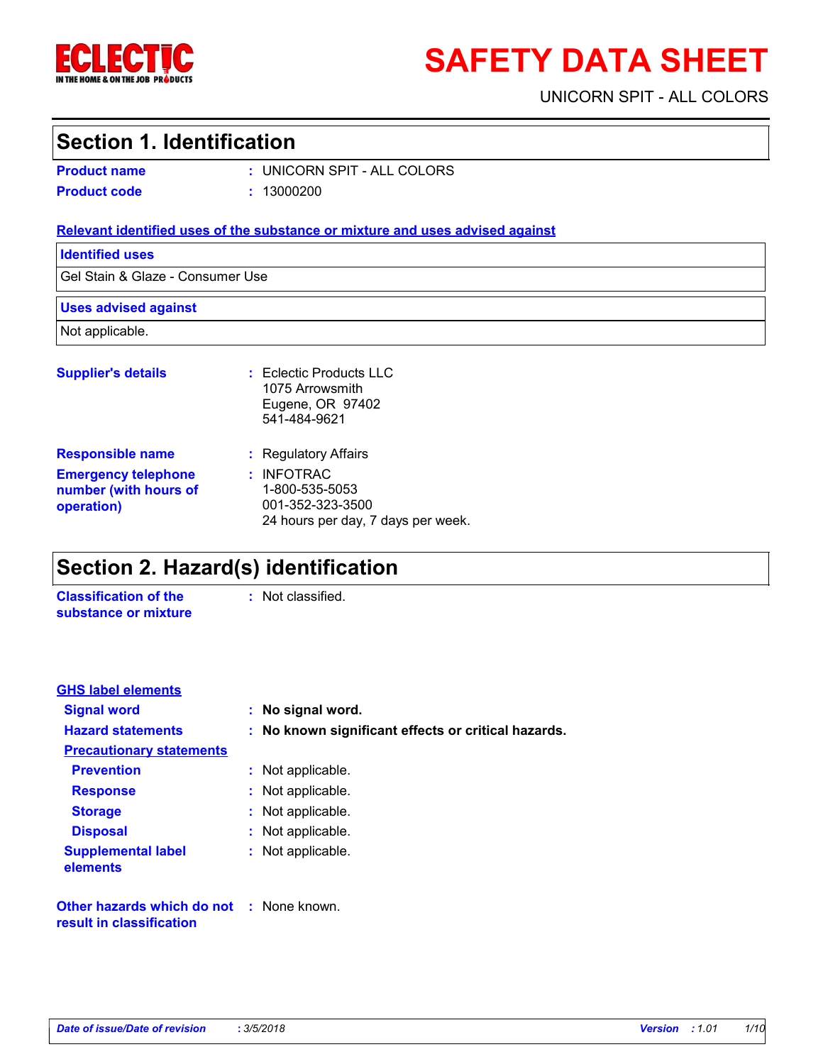# SAFETY DATA SHEET

UNICORN SPIT - ALL COLORS

## Section 1. Identification

**Product name** : UNICORN SPIT - ALL COLORS

**Product code** : 13000200

**Relevant identified uses of the substance or mixture and uses advised against**

| Identified uses |
| --- |
| Gel Stain & Glaze - Consumer Use |

| Uses advised against |
| --- |
| Not applicable. |

**Supplier's details** : Eclectic Products LLC
1075 Arrowsmith
Eugene, OR 97402
541-484-9621

**Responsible name** : Regulatory Affairs

**Emergency telephone number (with hours of operation)** : INFOTRAC
1-800-535-5053
001-352-323-3500
24 hours per day, 7 days per week.

## Section 2. Hazard(s) identification

**Classification of the substance or mixture** : Not classified.

**GHS label elements**

**Signal word** : **No signal word.**

**Hazard statements** : **No known significant effects or critical hazards.**

**Precautionary statements**

**Prevention** : Not applicable.

**Response** : Not applicable.

**Storage** : Not applicable.

**Disposal** : Not applicable.

**Supplemental label elements** : Not applicable.

**Other hazards which do not result in classification** : None known.

*Date of issue/Date of revision* : 3/5/2018 *Version* : 1.01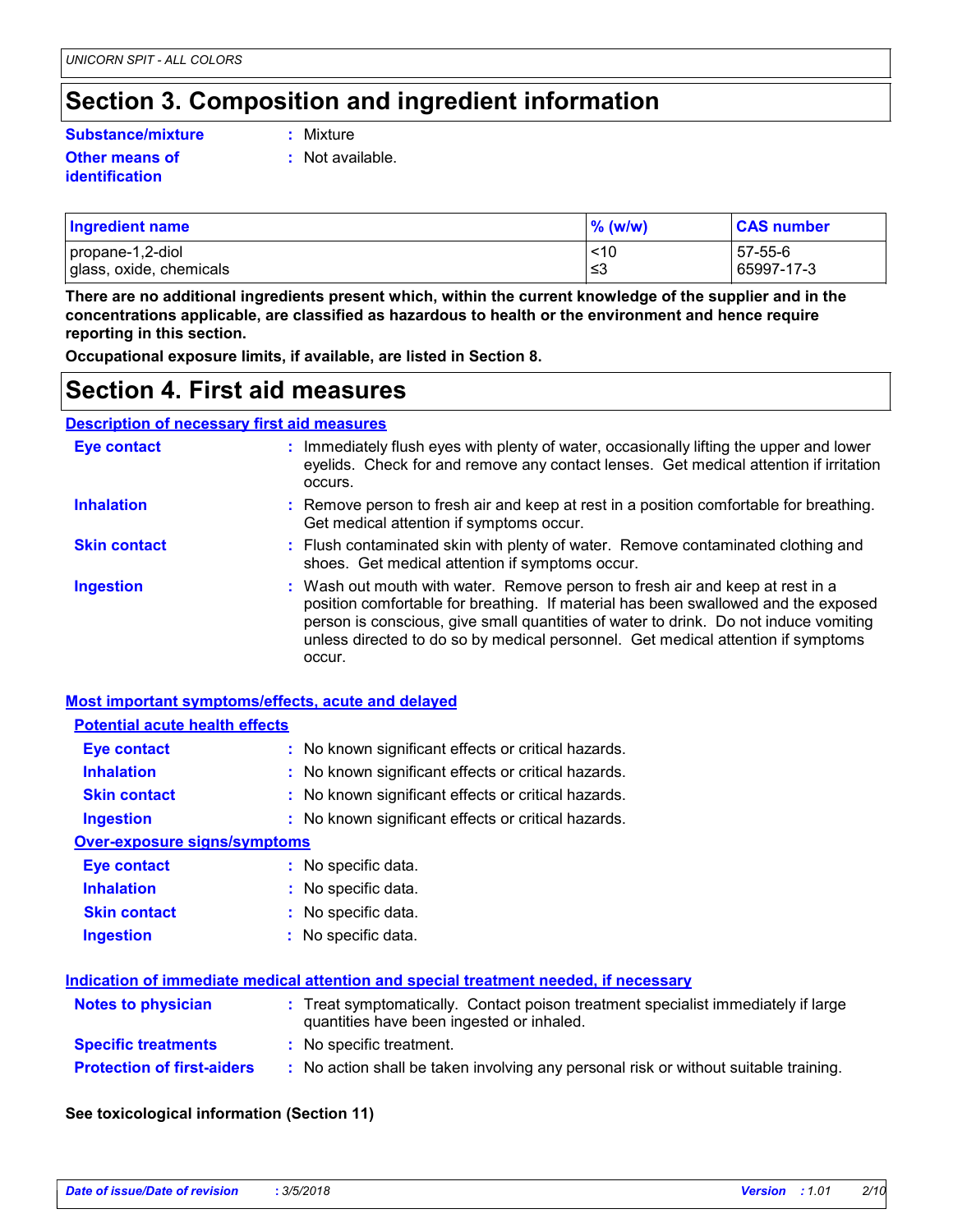# Section 3. Composition and ingredient information

**Substance/mixture** : Mixture

**Other means of identification** : Not available.

| Ingredient name | % (w/w) | CAS number |
| --- | --- | --- |
| propane-1,2-diol | <10 | 57-55-6 |
| glass, oxide, chemicals | ≤3 | 65997-17-3 |

**There are no additional ingredients present which, within the current knowledge of the supplier and in the concentrations applicable, are classified as hazardous to health or the environment and hence require reporting in this section.**

**Occupational exposure limits, if available, are listed in Section 8.**

# Section 4. First aid measures

## Description of necessary first aid measures

**Eye contact** : Immediately flush eyes with plenty of water, occasionally lifting the upper and lower eyelids. Check for and remove any contact lenses. Get medical attention if irritation occurs.

**Inhalation** : Remove person to fresh air and keep at rest in a position comfortable for breathing. Get medical attention if symptoms occur.

**Skin contact** : Flush contaminated skin with plenty of water. Remove contaminated clothing and shoes. Get medical attention if symptoms occur.

**Ingestion** : Wash out mouth with water. Remove person to fresh air and keep at rest in a position comfortable for breathing. If material has been swallowed and the exposed person is conscious, give small quantities of water to drink. Do not induce vomiting unless directed to do so by medical personnel. Get medical attention if symptoms occur.

## Most important symptoms/effects, acute and delayed

### Potential acute health effects

**Eye contact** : No known significant effects or critical hazards.

**Inhalation** : No known significant effects or critical hazards.

**Skin contact** : No known significant effects or critical hazards.

**Ingestion** : No known significant effects or critical hazards.

### Over-exposure signs/symptoms

**Eye contact** : No specific data.

**Inhalation** : No specific data.

**Skin contact** : No specific data.

**Ingestion** : No specific data.

## Indication of immediate medical attention and special treatment needed, if necessary

**Notes to physician** : Treat symptomatically. Contact poison treatment specialist immediately if large quantities have been ingested or inhaled.

**Specific treatments** : No specific treatment.

**Protection of first-aiders** : No action shall be taken involving any personal risk or without suitable training.

**See toxicological information (Section 11)**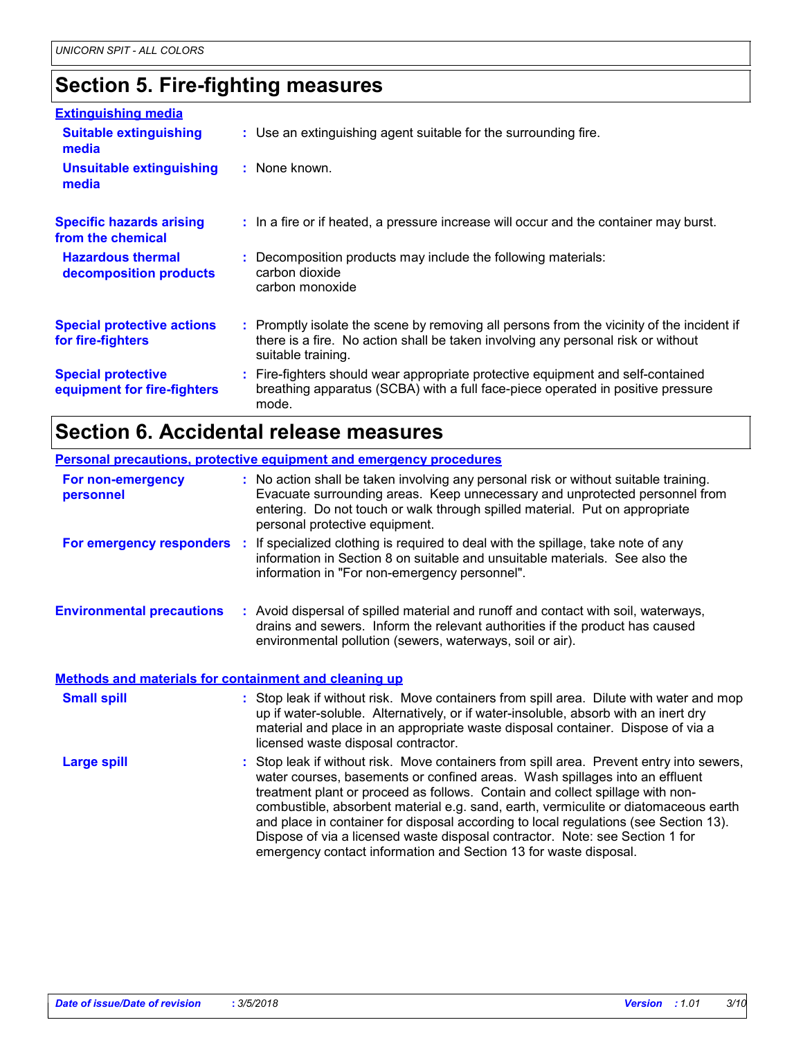# Section 5. Fire-fighting measures

**Extinguishing media**

**Suitable extinguishing media** : Use an extinguishing agent suitable for the surrounding fire.

**Unsuitable extinguishing media** : None known.

**Specific hazards arising from the chemical** : In a fire or if heated, a pressure increase will occur and the container may burst.

**Hazardous thermal decomposition products** : Decomposition products may include the following materials:
carbon dioxide
carbon monoxide

**Special protective actions for fire-fighters** : Promptly isolate the scene by removing all persons from the vicinity of the incident if there is a fire. No action shall be taken involving any personal risk or without suitable training.

**Special protective equipment for fire-fighters** : Fire-fighters should wear appropriate protective equipment and self-contained breathing apparatus (SCBA) with a full face-piece operated in positive pressure mode.

# Section 6. Accidental release measures

**Personal precautions, protective equipment and emergency procedures**

**For non-emergency personnel** : No action shall be taken involving any personal risk or without suitable training. Evacuate surrounding areas. Keep unnecessary and unprotected personnel from entering. Do not touch or walk through spilled material. Put on appropriate personal protective equipment.

**For emergency responders** : If specialized clothing is required to deal with the spillage, take note of any information in Section 8 on suitable and unsuitable materials. See also the information in "For non-emergency personnel".

**Environmental precautions** : Avoid dispersal of spilled material and runoff and contact with soil, waterways, drains and sewers. Inform the relevant authorities if the product has caused environmental pollution (sewers, waterways, soil or air).

**Methods and materials for containment and cleaning up**

**Small spill** : Stop leak if without risk. Move containers from spill area. Dilute with water and mop up if water-soluble. Alternatively, or if water-insoluble, absorb with an inert dry material and place in an appropriate waste disposal container. Dispose of via a licensed waste disposal contractor.

**Large spill** : Stop leak if without risk. Move containers from spill area. Prevent entry into sewers, water courses, basements or confined areas. Wash spillages into an effluent treatment plant or proceed as follows. Contain and collect spillage with non-combustible, absorbent material e.g. sand, earth, vermiculite or diatomaceous earth and place in container for disposal according to local regulations (see Section 13). Dispose of via a licensed waste disposal contractor. Note: see Section 1 for emergency contact information and Section 13 for waste disposal.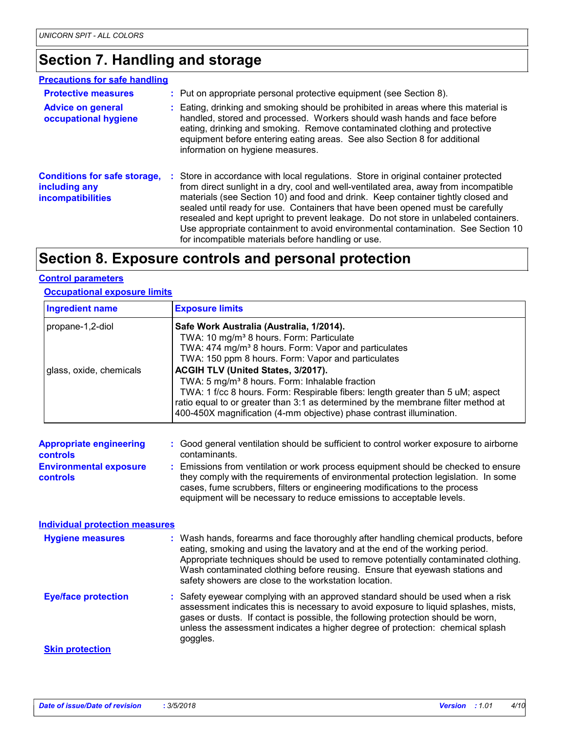# Section 7. Handling and storage

## Precautions for safe handling

**Protective measures** : Put on appropriate personal protective equipment (see Section 8).

**Advice on general occupational hygiene** : Eating, drinking and smoking should be prohibited in areas where this material is handled, stored and processed. Workers should wash hands and face before eating, drinking and smoking. Remove contaminated clothing and protective equipment before entering eating areas. See also Section 8 for additional information on hygiene measures.

**Conditions for safe storage, including any incompatibilities** : Store in accordance with local regulations. Store in original container protected from direct sunlight in a dry, cool and well-ventilated area, away from incompatible materials (see Section 10) and food and drink. Keep container tightly closed and sealed until ready for use. Containers that have been opened must be carefully resealed and kept upright to prevent leakage. Do not store in unlabeled containers. Use appropriate containment to avoid environmental contamination. See Section 10 for incompatible materials before handling or use.

# Section 8. Exposure controls and personal protection

## Control parameters

### Occupational exposure limits

| Ingredient name | Exposure limits |
|---|---|
| propane-1,2-diol | **Safe Work Australia (Australia, 1/2014).**<br>TWA: 10 mg/m³ 8 hours. Form: Particulate<br>TWA: 474 mg/m³ 8 hours. Form: Vapor and particulates<br>TWA: 150 ppm 8 hours. Form: Vapor and particulates |
| glass, oxide, chemicals | **ACGIH TLV (United States, 3/2017).**<br>TWA: 5 mg/m³ 8 hours. Form: Inhalable fraction<br>TWA: 1 f/cc 8 hours. Form: Respirable fibers: length greater than 5 uM; aspect ratio equal to or greater than 3:1 as determined by the membrane filter method at 400-450X magnification (4-mm objective) phase contrast illumination. |

**Appropriate engineering controls** : Good general ventilation should be sufficient to control worker exposure to airborne contaminants.

**Environmental exposure controls** : Emissions from ventilation or work process equipment should be checked to ensure they comply with the requirements of environmental protection legislation. In some cases, fume scrubbers, filters or engineering modifications to the process equipment will be necessary to reduce emissions to acceptable levels.

## Individual protection measures

**Hygiene measures** : Wash hands, forearms and face thoroughly after handling chemical products, before eating, smoking and using the lavatory and at the end of the working period. Appropriate techniques should be used to remove potentially contaminated clothing. Wash contaminated clothing before reusing. Ensure that eyewash stations and safety showers are close to the workstation location.

**Eye/face protection** : Safety eyewear complying with an approved standard should be used when a risk assessment indicates this is necessary to avoid exposure to liquid splashes, mists, gases or dusts. If contact is possible, the following protection should be worn, unless the assessment indicates a higher degree of protection: chemical splash goggles.

**Skin protection**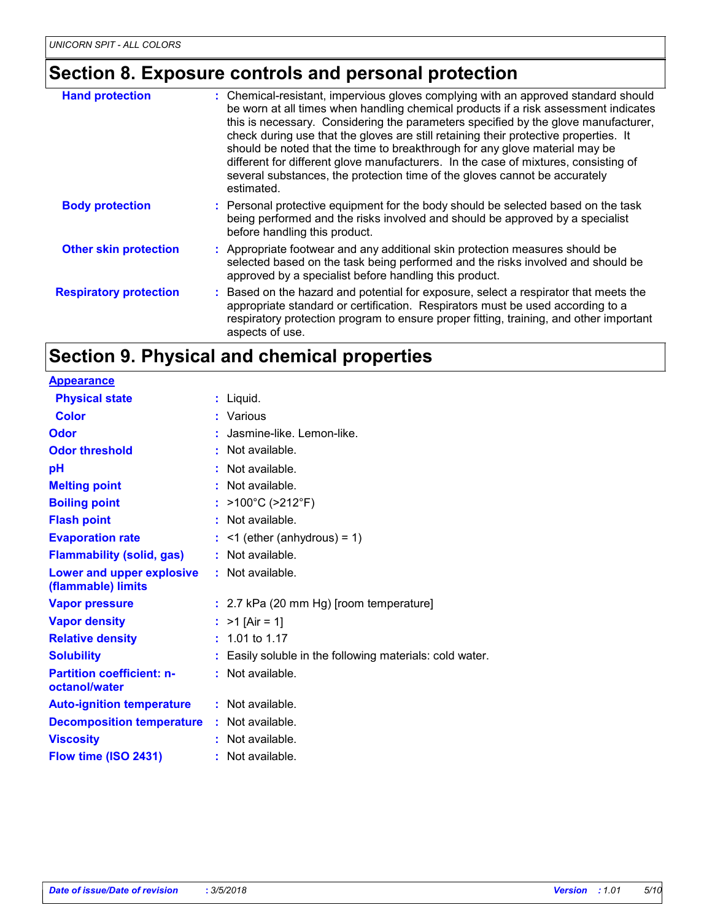## Section 8. Exposure controls and personal protection

| | |
|---|---|
| **Hand protection** | : Chemical-resistant, impervious gloves complying with an approved standard should be worn at all times when handling chemical products if a risk assessment indicates this is necessary. Considering the parameters specified by the glove manufacturer, check during use that the gloves are still retaining their protective properties. It should be noted that the time to breakthrough for any glove material may be different for different glove manufacturers. In the case of mixtures, consisting of several substances, the protection time of the gloves cannot be accurately estimated. |
| **Body protection** | : Personal protective equipment for the body should be selected based on the task being performed and the risks involved and should be approved by a specialist before handling this product. |
| **Other skin protection** | : Appropriate footwear and any additional skin protection measures should be selected based on the task being performed and the risks involved and should be approved by a specialist before handling this product. |
| **Respiratory protection** | : Based on the hazard and potential for exposure, select a respirator that meets the appropriate standard or certification. Respirators must be used according to a respiratory protection program to ensure proper fitting, training, and other important aspects of use. |

## Section 9. Physical and chemical properties

**Appearance**

| | |
|---|---|
| **Physical state** | : Liquid. |
| **Color** | : Various |
| **Odor** | : Jasmine-like. Lemon-like. |
| **Odor threshold** | : Not available. |
| **pH** | : Not available. |
| **Melting point** | : Not available. |
| **Boiling point** | : >100°C (>212°F) |
| **Flash point** | : Not available. |
| **Evaporation rate** | : <1 (ether (anhydrous) = 1) |
| **Flammability (solid, gas)** | : Not available. |
| **Lower and upper explosive (flammable) limits** | : Not available. |
| **Vapor pressure** | : 2.7 kPa (20 mm Hg) [room temperature] |
| **Vapor density** | : >1 [Air = 1] |
| **Relative density** | : 1.01 to 1.17 |
| **Solubility** | : Easily soluble in the following materials: cold water. |
| **Partition coefficient: n-octanol/water** | : Not available. |
| **Auto-ignition temperature** | : Not available. |
| **Decomposition temperature** | : Not available. |
| **Viscosity** | : Not available. |
| **Flow time (ISO 2431)** | : Not available. |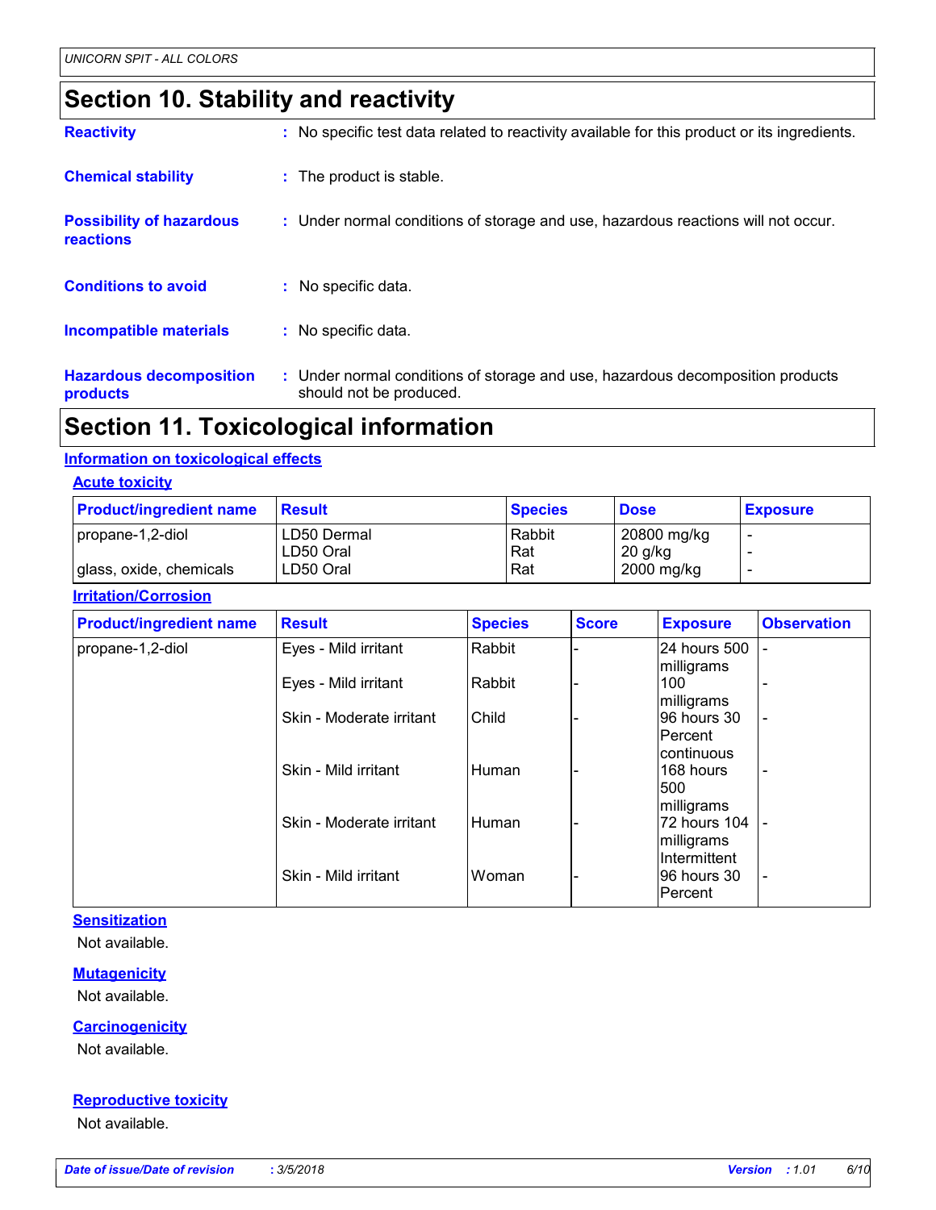# Section 10. Stability and reactivity

**Reactivity** : No specific test data related to reactivity available for this product or its ingredients.

**Chemical stability** : The product is stable.

**Possibility of hazardous reactions** : Under normal conditions of storage and use, hazardous reactions will not occur.

**Conditions to avoid** : No specific data.

**Incompatible materials** : No specific data.

**Hazardous decomposition products** : Under normal conditions of storage and use, hazardous decomposition products should not be produced.

# Section 11. Toxicological information

## Information on toxicological effects

### Acute toxicity

| Product/ingredient name | Result | Species | Dose | Exposure |
|---|---|---|---|---|
| propane-1,2-diol | LD50 Dermal | Rabbit | 20800 mg/kg | - |
| | LD50 Oral | Rat | 20 g/kg | - |
| glass, oxide, chemicals | LD50 Oral | Rat | 2000 mg/kg | - |

### Irritation/Corrosion

| Product/ingredient name | Result | Species | Score | Exposure | Observation |
|---|---|---|---|---|---|
| propane-1,2-diol | Eyes - Mild irritant | Rabbit | - | 24 hours 500 milligrams | - |
| | Eyes - Mild irritant | Rabbit | - | 100 milligrams | - |
| | Skin - Moderate irritant | Child | - | 96 hours 30 Percent continuous | - |
| | Skin - Mild irritant | Human | - | 168 hours 500 milligrams | - |
| | Skin - Moderate irritant | Human | - | 72 hours 104 milligrams Intermittent | - |
| | Skin - Mild irritant | Woman | - | 96 hours 30 Percent | - |

### Sensitization

Not available.

### Mutagenicity

Not available.

### Carcinogenicity

Not available.

### Reproductive toxicity

Not available.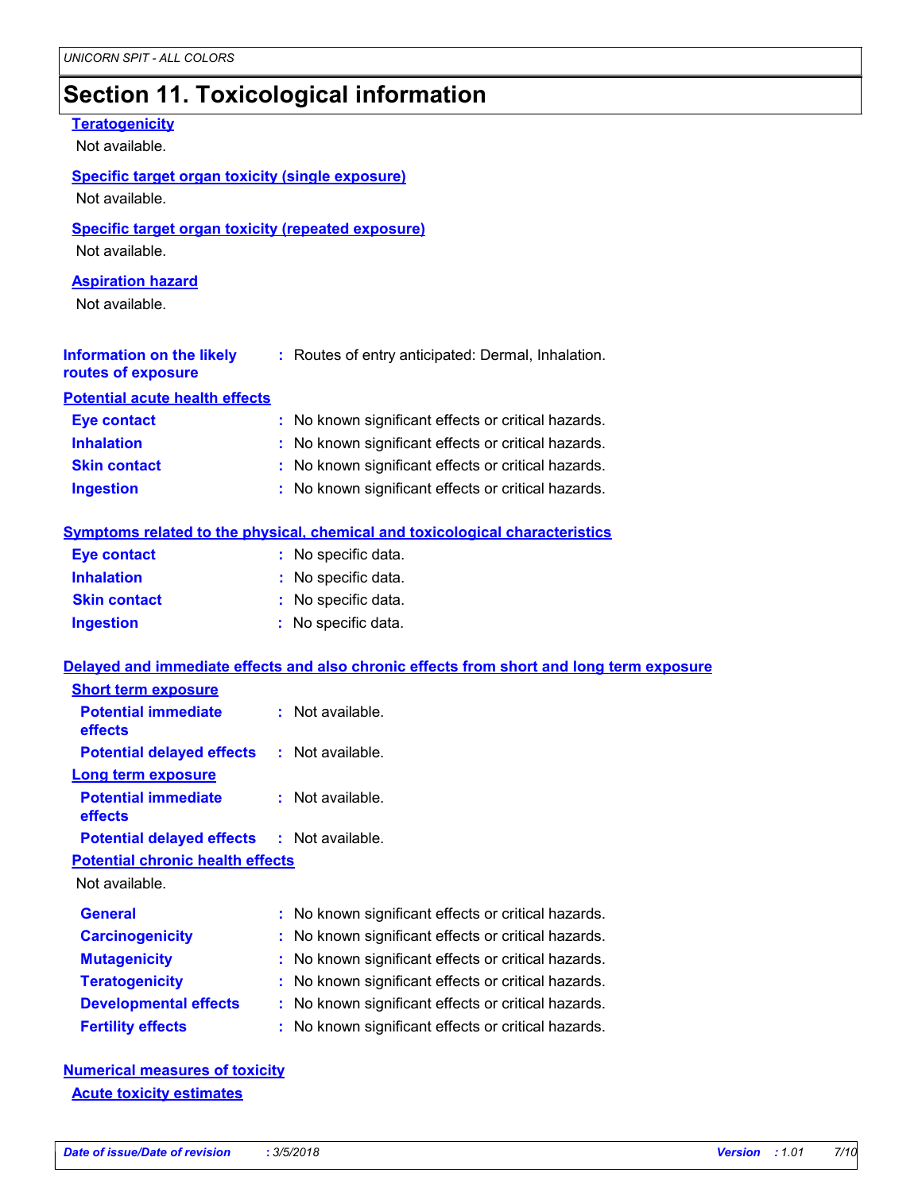# Section 11. Toxicological information

### Teratogenicity

Not available.

### Specific target organ toxicity (single exposure)

Not available.

### Specific target organ toxicity (repeated exposure)

Not available.

### Aspiration hazard

Not available.

**Information on the likely routes of exposure** : Routes of entry anticipated: Dermal, Inhalation.

### Potential acute health effects

| | |
|---|---|
| **Eye contact** | : No known significant effects or critical hazards. |
| **Inhalation** | : No known significant effects or critical hazards. |
| **Skin contact** | : No known significant effects or critical hazards. |
| **Ingestion** | : No known significant effects or critical hazards. |

### Symptoms related to the physical, chemical and toxicological characteristics

| | |
|---|---|
| **Eye contact** | : No specific data. |
| **Inhalation** | : No specific data. |
| **Skin contact** | : No specific data. |
| **Ingestion** | : No specific data. |

### Delayed and immediate effects and also chronic effects from short and long term exposure

#### Short term exposure

| | |
|---|---|
| **Potential immediate effects** | : Not available. |
| **Potential delayed effects** | : Not available. |

#### Long term exposure

| | |
|---|---|
| **Potential immediate effects** | : Not available. |
| **Potential delayed effects** | : Not available. |

#### Potential chronic health effects

Not available.

| | |
|---|---|
| **General** | : No known significant effects or critical hazards. |
| **Carcinogenicity** | : No known significant effects or critical hazards. |
| **Mutagenicity** | : No known significant effects or critical hazards. |
| **Teratogenicity** | : No known significant effects or critical hazards. |
| **Developmental effects** | : No known significant effects or critical hazards. |
| **Fertility effects** | : No known significant effects or critical hazards. |

### Numerical measures of toxicity

#### Acute toxicity estimates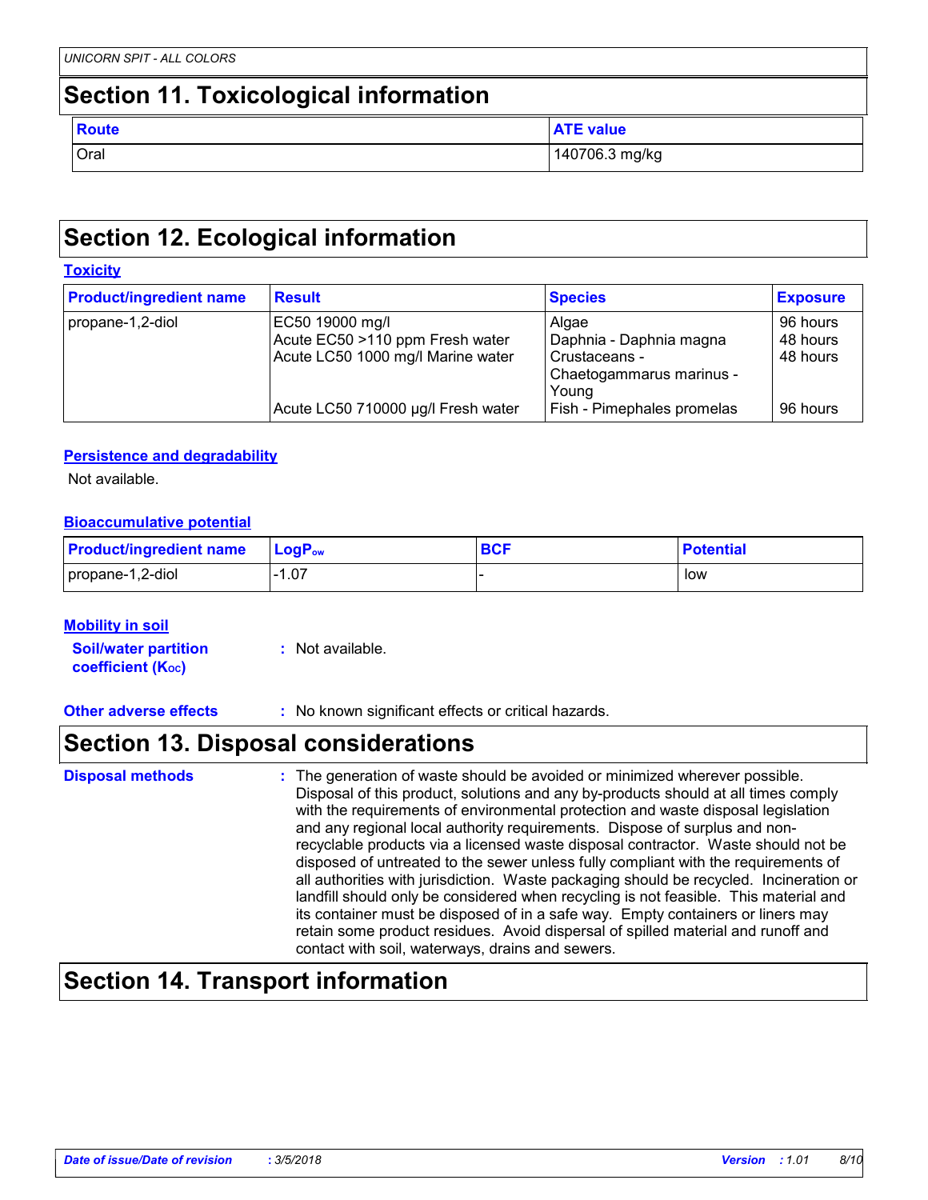## Section 11. Toxicological information

| Route | ATE value |
|---|---|
| Oral | 140706.3 mg/kg |

## Section 12. Ecological information

### Toxicity

| Product/ingredient name | Result | Species | Exposure |
|---|---|---|---|
| propane-1,2-diol | EC50 19000 mg/l | Algae | 96 hours |
| | Acute EC50 >110 ppm Fresh water | Daphnia - Daphnia magna | 48 hours |
| | Acute LC50 1000 mg/l Marine water | Crustaceans - Chaetogammarus marinus - Young | 48 hours |
| | Acute LC50 710000 µg/l Fresh water | Fish - Pimephales promelas | 96 hours |

### Persistence and degradability

Not available.

### Bioaccumulative potential

| Product/ingredient name | $LogP_{ow}$ | BCF | Potential |
|---|---|---|---|
| propane-1,2-diol | -1.07 | - | low |

### Mobility in soil

**Soil/water partition coefficient ($K_{OC}$)** : Not available.

**Other adverse effects** : No known significant effects or critical hazards.

## Section 13. Disposal considerations

**Disposal methods** : The generation of waste should be avoided or minimized wherever possible. Disposal of this product, solutions and any by-products should at all times comply with the requirements of environmental protection and waste disposal legislation and any regional local authority requirements. Dispose of surplus and non-recyclable products via a licensed waste disposal contractor. Waste should not be disposed of untreated to the sewer unless fully compliant with the requirements of all authorities with jurisdiction. Waste packaging should be recycled. Incineration or landfill should only be considered when recycling is not feasible. This material and its container must be disposed of in a safe way. Empty containers or liners may retain some product residues. Avoid dispersal of spilled material and runoff and contact with soil, waterways, drains and sewers.

## Section 14. Transport information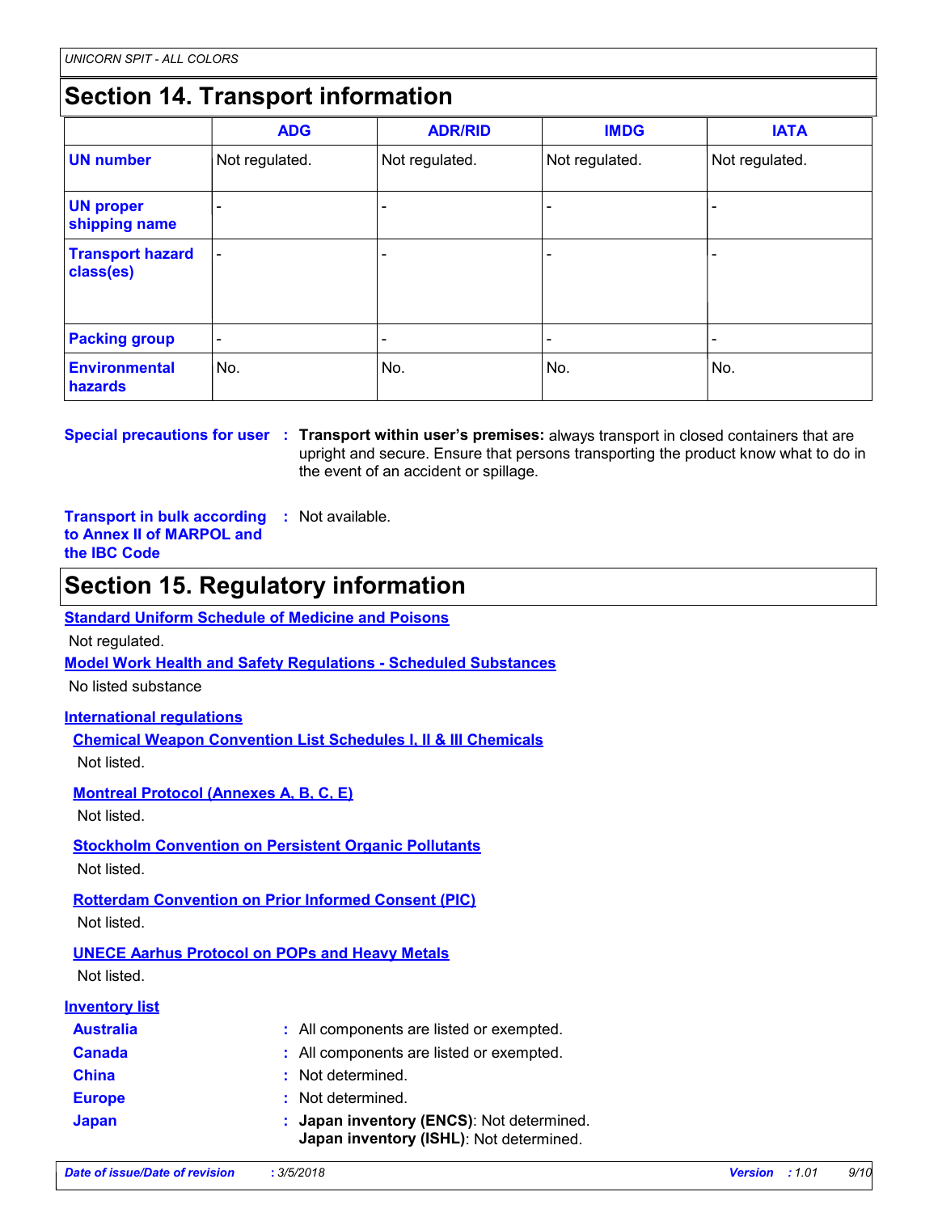## Section 14. Transport information

| | ADG | ADR/RID | IMDG | IATA |
|---|---|---|---|---|
| **UN number** | Not regulated. | Not regulated. | Not regulated. | Not regulated. |
| **UN proper shipping name** | - | - | - | - |
| **Transport hazard class(es)** | - | - | - | - |
| **Packing group** | - | - | - | - |
| **Environmental hazards** | No. | No. | No. | No. |

**Special precautions for user** : **Transport within user's premises:** always transport in closed containers that are upright and secure. Ensure that persons transporting the product know what to do in the event of an accident or spillage.

**Transport in bulk according to Annex II of MARPOL and the IBC Code** : Not available.

## Section 15. Regulatory information

**Standard Uniform Schedule of Medicine and Poisons**

Not regulated.

**Model Work Health and Safety Regulations - Scheduled Substances**

No listed substance

**International regulations**

**Chemical Weapon Convention List Schedules I, II & III Chemicals**

Not listed.

**Montreal Protocol (Annexes A, B, C, E)**

Not listed.

**Stockholm Convention on Persistent Organic Pollutants**

Not listed.

**Rotterdam Convention on Prior Informed Consent (PIC)**

Not listed.

**UNECE Aarhus Protocol on POPs and Heavy Metals**

Not listed.

**Inventory list**

**Australia** : All components are listed or exempted.

**Canada** : All components are listed or exempted.

**China** : Not determined.

**Europe** : Not determined.

**Japan** : **Japan inventory (ENCS)**: Not determined.
**Japan inventory (ISHL)**: Not determined.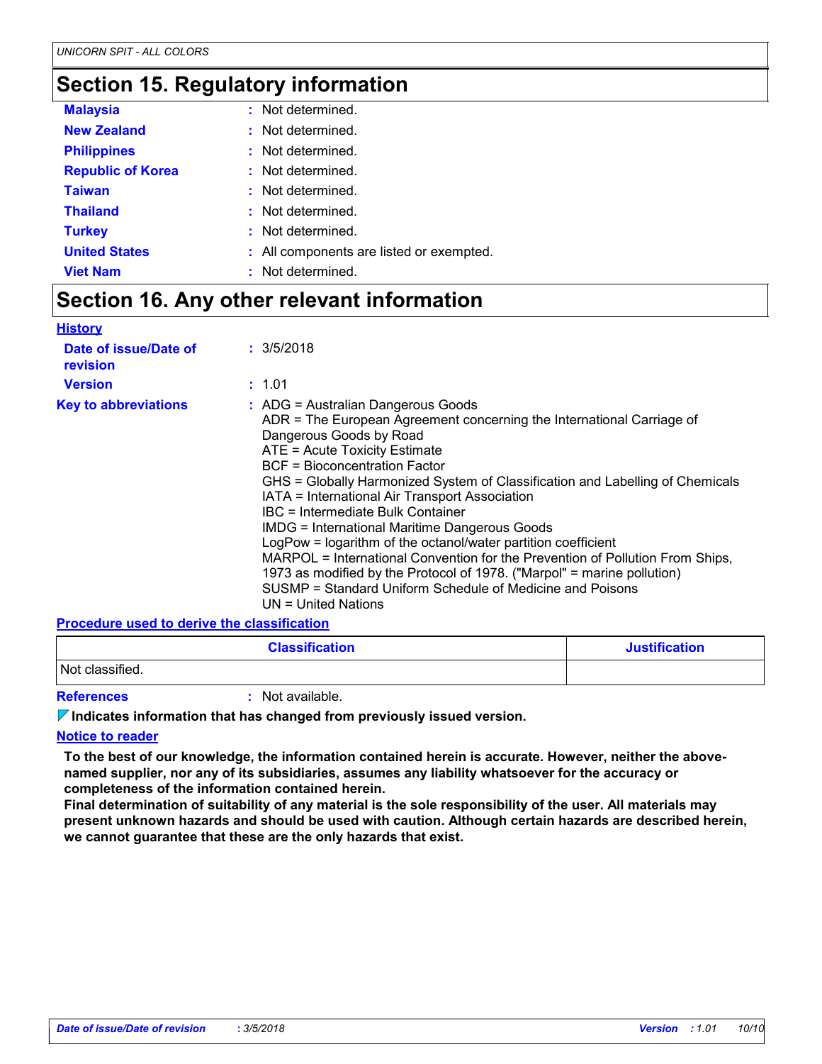## Section 15. Regulatory information

| | |
|---|---|
| **Malaysia** | : Not determined. |
| **New Zealand** | : Not determined. |
| **Philippines** | : Not determined. |
| **Republic of Korea** | : Not determined. |
| **Taiwan** | : Not determined. |
| **Thailand** | : Not determined. |
| **Turkey** | : Not determined. |
| **United States** | : All components are listed or exempted. |
| **Viet Nam** | : Not determined. |

## Section 16. Any other relevant information

**History**

**Date of issue/Date of revision** : 3/5/2018

**Version** : 1.01

**Key to abbreviations** :
ADG = Australian Dangerous Goods
ADR = The European Agreement concerning the International Carriage of Dangerous Goods by Road
ATE = Acute Toxicity Estimate
BCF = Bioconcentration Factor
GHS = Globally Harmonized System of Classification and Labelling of Chemicals
IATA = International Air Transport Association
IBC = Intermediate Bulk Container
IMDG = International Maritime Dangerous Goods
LogPow = logarithm of the octanol/water partition coefficient
MARPOL = International Convention for the Prevention of Pollution From Ships, 1973 as modified by the Protocol of 1978. ("Marpol" = marine pollution)
SUSMP = Standard Uniform Schedule of Medicine and Poisons
UN = United Nations

**Procedure used to derive the classification**

| Classification | Justification |
|---|---|
| Not classified. | |

**References** : Not available.

**Indicates information that has changed from previously issued version.**

**Notice to reader**

**To the best of our knowledge, the information contained herein is accurate. However, neither the above-named supplier, nor any of its subsidiaries, assumes any liability whatsoever for the accuracy or completeness of the information contained herein.**
**Final determination of suitability of any material is the sole responsibility of the user. All materials may present unknown hazards and should be used with caution. Although certain hazards are described herein, we cannot guarantee that these are the only hazards that exist.**